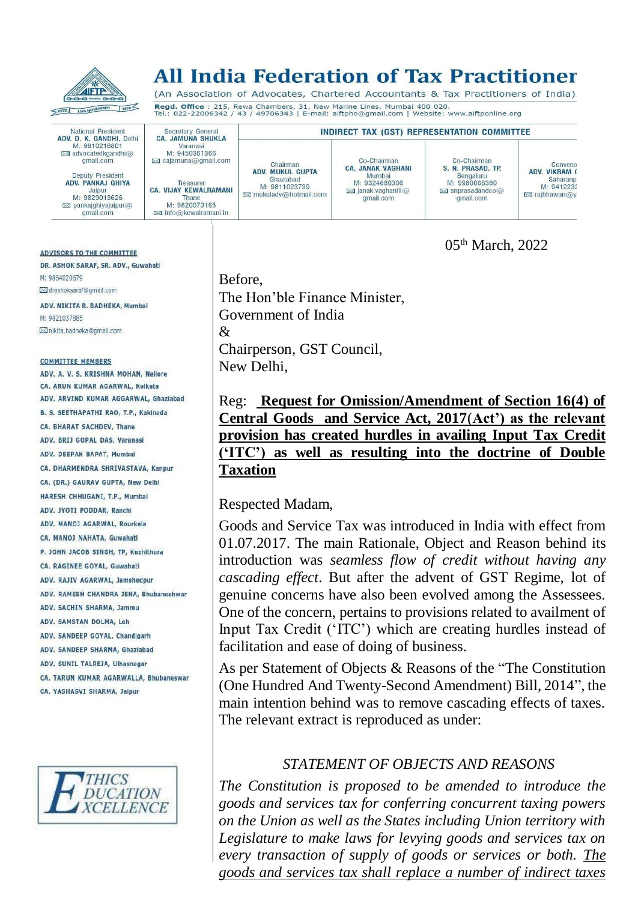# All India Federation of Tax Practitioner

(An Association of Advocates, Chartered Accountants & Tax Practitioners of India)

**Regd. Office** : 215, Rewa Chambers, 31, New Marine Lines, Mumbai 400 020.
Tel.: 022-22006342 / 43 / 49706343 | E-mail: aiftpho@gmail.com | Website: www.aiftponline.org

| National President | Secretary General | INDIRECT TAX (GST) REPRESENTATION COMMITTEE | | | |
|---|---|---|---|---|---|
| **ADV. D. K. GANDHI**, Delhi M: 9810216801 advocatedkgandhi@gmail.com | **CA. JAMUNA SHUKLA** Varanasi M: 9450361366 cajamuna@gmail.com | Chairman **ADV. MUKUL GUPTA** Ghaziabad M: 9811023739 mukuladv@hotmail.com | Co-Chairman **CA. JANAK VAGHANI** Mumbai M: 9324680306 janak.vaghani1@gmail.com | Co-Chairman **S. N. PRASAD, TP.** Bengaluru M: 9980066380 snprasadandco@gmail.com | Conveno **ADV. VIKRAM (** Saharanp M: 941223 rajbhawan@y |
| Deputy President **ADV. PANKAJ GHIYA** Jaipur M: 9829013626 pankajghiyajaipur@gmail.com | Treasurer **CA. VIJAY KEWALRAMANI** Thane M: 9820073165 info@kewalramani.in | | | | |

**ADVISORS TO THE COMMITTEE**

DR. ASHOK SARAF, SR. ADV., Guwahati
M: 9864020679
drashoksaraf@gmail.com

ADV. NIKITA R. BADHEKA, Mumbai
M: 9821037885
nikita.badheka@gmail.com

**COMMITTEE MEMBERS**

ADV. A. V. S. KRISHNA MOHAN, Nellore
CA. ARUN KUMAR AGARWAL, Kolkata
ADV. ARVIND KUMAR AGGARWAL, Ghaziabad
B. S. SEETHAPATHI RAO, T.P., Kakinada
CA. BHARAT SACHDEV, Thane
ADV. BRIJ GOPAL DAS, Varanasi
ADV. DEEPAK BAPAT, Mumbai
CA. DHARMENDRA SHRIVASTAVA, Kanpur
CA. (DR.) GAURAV GUPTA, New Delhi
HARESH CHHUGANI, T.P., Mumbai
ADV. JYOTI PODDAR, Ranchi
ADV. MANOJ AGARWAL, Rourkela
CA. MANOJ NAHATA, Guwahati
P. JOHN JACOB SINGH, TP, Kuzhithura
CA. RAGINEE GOYAL, Guwahati
ADV. RAJIV AGARWAL, Jamshedpur
ADV. RAMESH CHANDRA JENA, Bhubaneshwar
ADV. SACHIN SHARMA, Jammu
ADV. SAMSTAN DOLMA, Leh
ADV. SANDEEP GOYAL, Chandigarh
ADV. SANDEEP SHARMA, Ghaziabad
ADV. SUNIL TALREJA, Ulhasnagar
CA. TARUN KUMAR AGARWALLA, Bhubaneswar
CA. YASHASVI SHARMA, Jaipur

ETHICS EDUCATION EXCELLENCE

05th March, 2022

Before,
The Hon'ble Finance Minister,
Government of India
&
Chairperson, GST Council,
New Delhi,

Reg: **<u>Request for Omission/Amendment of Section 16(4) of Central Goods and Service Act, 2017(Act') as the relevant provision has created hurdles in availing Input Tax Credit ('ITC') as well as resulting into the doctrine of Double Taxation</u>**

Respected Madam,

Goods and Service Tax was introduced in India with effect from 01.07.2017. The main Rationale, Object and Reason behind its introduction was *seamless flow of credit without having any cascading effect*. But after the advent of GST Regime, lot of genuine concerns have also been evolved among the Assessees. One of the concern, pertains to provisions related to availment of Input Tax Credit ('ITC') which are creating hurdles instead of facilitation and ease of doing of business.

As per Statement of Objects & Reasons of the "The Constitution (One Hundred And Twenty-Second Amendment) Bill, 2014", the main intention behind was to remove cascading effects of taxes. The relevant extract is reproduced as under:

*STATEMENT OF OBJECTS AND REASONS*

*The Constitution is proposed to be amended to introduce the goods and services tax for conferring concurrent taxing powers on the Union as well as the States including Union territory with Legislature to make laws for levying goods and services tax on every transaction of supply of goods or services or both. <u>The goods and services tax shall replace a number of indirect taxes</u>*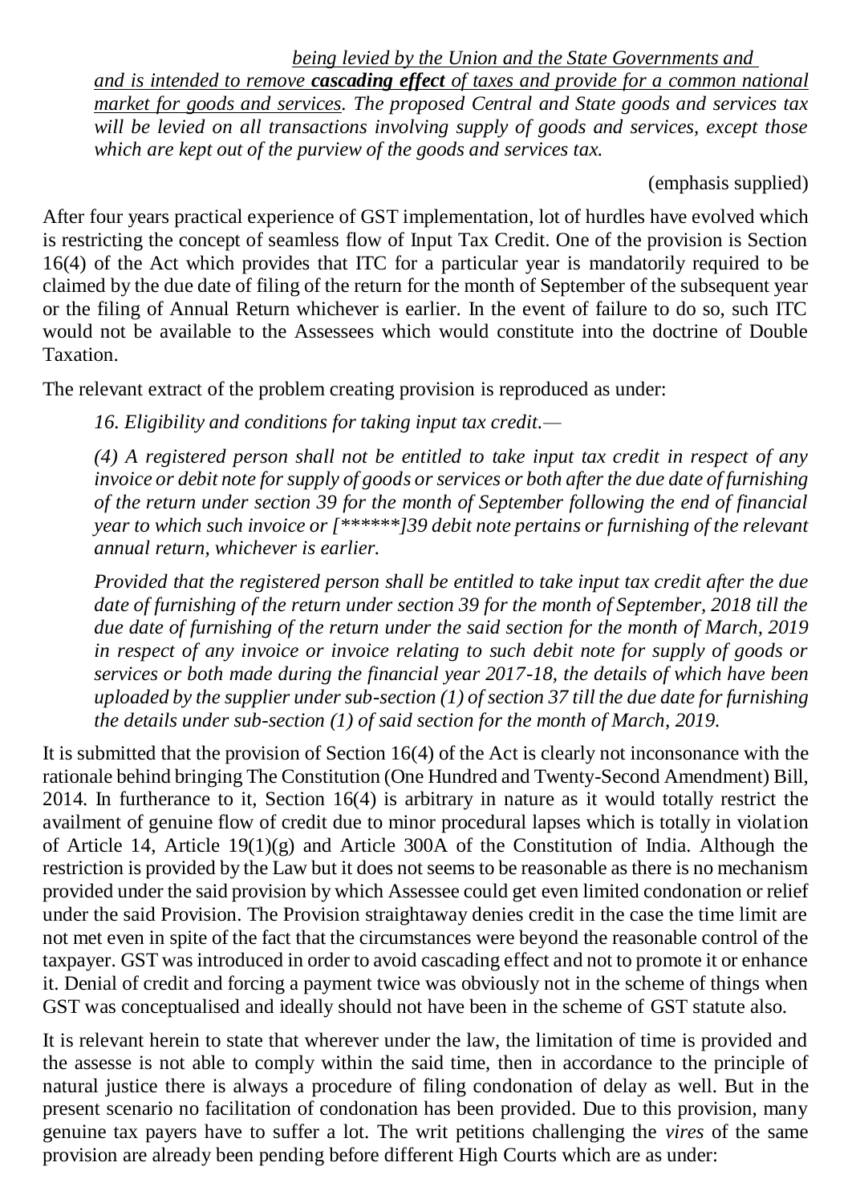*being levied by the Union and the State Governments and* *and is intended to remove **cascading effect** of taxes and provide for a common national market for goods and services. The proposed Central and State goods and services tax will be levied on all transactions involving supply of goods and services, except those which are kept out of the purview of the goods and services tax.*

(emphasis supplied)

After four years practical experience of GST implementation, lot of hurdles have evolved which is restricting the concept of seamless flow of Input Tax Credit. One of the provision is Section 16(4) of the Act which provides that ITC for a particular year is mandatorily required to be claimed by the due date of filing of the return for the month of September of the subsequent year or the filing of Annual Return whichever is earlier. In the event of failure to do so, such ITC would not be available to the Assessees which would constitute into the doctrine of Double Taxation.

The relevant extract of the problem creating provision is reproduced as under:

*16. Eligibility and conditions for taking input tax credit.—*

*(4) A registered person shall not be entitled to take input tax credit in respect of any invoice or debit note for supply of goods or services or both after the due date of furnishing of the return under section 39 for the month of September following the end of financial year to which such invoice or [******]39 debit note pertains or furnishing of the relevant annual return, whichever is earlier.*

*Provided that the registered person shall be entitled to take input tax credit after the due date of furnishing of the return under section 39 for the month of September, 2018 till the due date of furnishing of the return under the said section for the month of March, 2019 in respect of any invoice or invoice relating to such debit note for supply of goods or services or both made during the financial year 2017-18, the details of which have been uploaded by the supplier under sub-section (1) of section 37 till the due date for furnishing the details under sub-section (1) of said section for the month of March, 2019.*

It is submitted that the provision of Section 16(4) of the Act is clearly not inconsonance with the rationale behind bringing The Constitution (One Hundred and Twenty-Second Amendment) Bill, 2014. In furtherance to it, Section 16(4) is arbitrary in nature as it would totally restrict the availment of genuine flow of credit due to minor procedural lapses which is totally in violation of Article 14, Article 19(1)(g) and Article 300A of the Constitution of India. Although the restriction is provided by the Law but it does not seems to be reasonable as there is no mechanism provided under the said provision by which Assessee could get even limited condonation or relief under the said Provision. The Provision straightaway denies credit in the case the time limit are not met even in spite of the fact that the circumstances were beyond the reasonable control of the taxpayer. GST was introduced in order to avoid cascading effect and not to promote it or enhance it. Denial of credit and forcing a payment twice was obviously not in the scheme of things when GST was conceptualised and ideally should not have been in the scheme of GST statute also.

It is relevant herein to state that wherever under the law, the limitation of time is provided and the assesse is not able to comply within the said time, then in accordance to the principle of natural justice there is always a procedure of filing condonation of delay as well. But in the present scenario no facilitation of condonation has been provided. Due to this provision, many genuine tax payers have to suffer a lot. The writ petitions challenging the *vires* of the same provision are already been pending before different High Courts which are as under: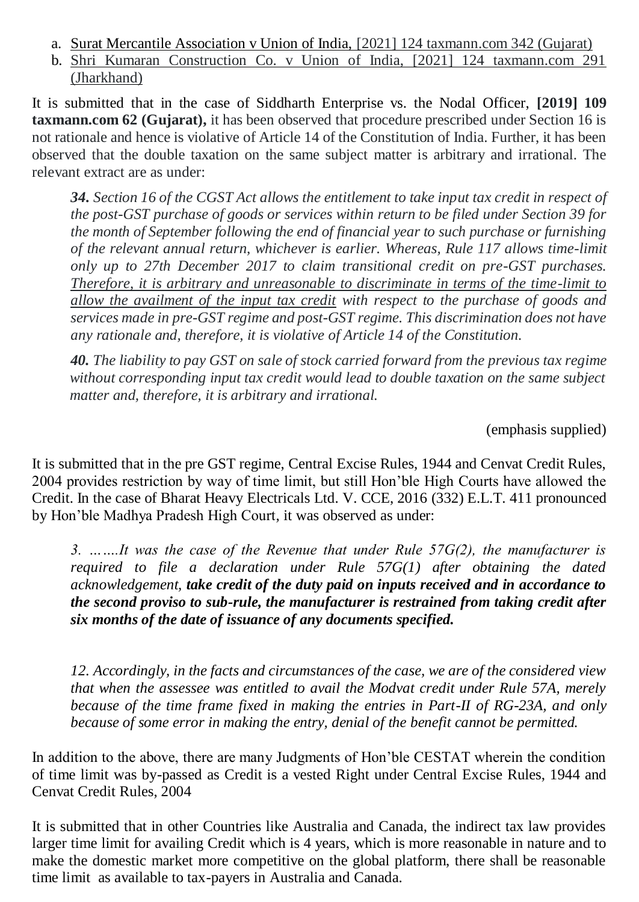a. Surat Mercantile Association v Union of India, [2021] 124 taxmann.com 342 (Gujarat)
b. Shri Kumaran Construction Co. v Union of India, [2021] 124 taxmann.com 291 (Jharkhand)

It is submitted that in the case of Siddharth Enterprise vs. the Nodal Officer, **[2019] 109 taxmann.com 62 (Gujarat),** it has been observed that procedure prescribed under Section 16 is not rationale and hence is violative of Article 14 of the Constitution of India. Further, it has been observed that the double taxation on the same subject matter is arbitrary and irrational. The relevant extract are as under:

> ***34.*** *Section 16 of the CGST Act allows the entitlement to take input tax credit in respect of the post-GST purchase of goods or services within return to be filed under Section 39 for the month of September following the end of financial year to such purchase or furnishing of the relevant annual return, whichever is earlier. Whereas, Rule 117 allows time-limit only up to 27th December 2017 to claim transitional credit on pre-GST purchases. <u>Therefore, it is arbitrary and unreasonable to discriminate in terms of the time-limit to allow the availment of the input tax credit</u> with respect to the purchase of goods and services made in pre-GST regime and post-GST regime. This discrimination does not have any rationale and, therefore, it is violative of Article 14 of the Constitution.*
>
> ***40.*** *The liability to pay GST on sale of stock carried forward from the previous tax regime without corresponding input tax credit would lead to double taxation on the same subject matter and, therefore, it is arbitrary and irrational.*

(emphasis supplied)

It is submitted that in the pre GST regime, Central Excise Rules, 1944 and Cenvat Credit Rules, 2004 provides restriction by way of time limit, but still Hon'ble High Courts have allowed the Credit. In the case of Bharat Heavy Electricals Ltd. V. CCE, 2016 (332) E.L.T. 411 pronounced by Hon'ble Madhya Pradesh High Court, it was observed as under:

> *3. …….It was the case of the Revenue that under Rule 57G(2), the manufacturer is required to file a declaration under Rule 57G(1) after obtaining the dated acknowledgement, **take credit of the duty paid on inputs received and in accordance to the second proviso to sub-rule, the manufacturer is restrained from taking credit after six months of the date of issuance of any documents specified.***
>
> *12. Accordingly, in the facts and circumstances of the case, we are of the considered view that when the assessee was entitled to avail the Modvat credit under Rule 57A, merely because of the time frame fixed in making the entries in Part-II of RG-23A, and only because of some error in making the entry, denial of the benefit cannot be permitted.*

In addition to the above, there are many Judgments of Hon'ble CESTAT wherein the condition of time limit was by-passed as Credit is a vested Right under Central Excise Rules, 1944 and Cenvat Credit Rules, 2004

It is submitted that in other Countries like Australia and Canada, the indirect tax law provides larger time limit for availing Credit which is 4 years, which is more reasonable in nature and to make the domestic market more competitive on the global platform, there shall be reasonable time limit as available to tax-payers in Australia and Canada.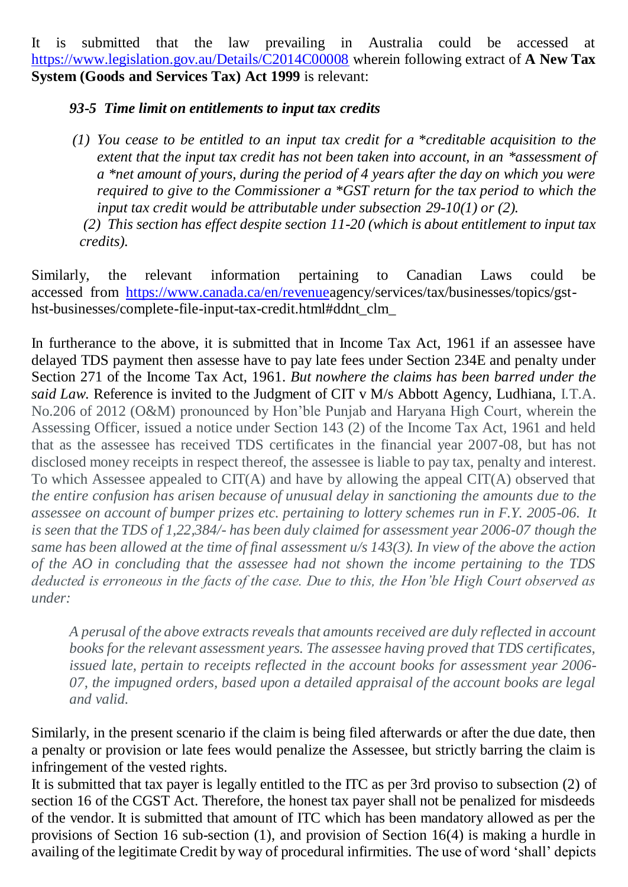It is submitted that the law prevailing in Australia could be accessed at https://www.legislation.gov.au/Details/C2014C00008 wherein following extract of **A New Tax System (Goods and Services Tax) Act 1999** is relevant:

> ***93-5 Time limit on entitlements to input tax credits***
>
> *(1) You cease to be entitled to an input tax credit for a *creditable acquisition to the extent that the input tax credit has not been taken into account, in an *assessment of a *net amount of yours, during the period of 4 years after the day on which you were required to give to the Commissioner a *GST return for the tax period to which the input tax credit would be attributable under subsection 29-10(1) or (2).*
>
> *(2) This section has effect despite section 11-20 (which is about entitlement to input tax credits).*

Similarly, the relevant information pertaining to Canadian Laws could be accessed from https://www.canada.ca/en/revenueagency/services/tax/businesses/topics/gst-hst-businesses/complete-file-input-tax-credit.html#ddnt_clm_

In furtherance to the above, it is submitted that in Income Tax Act, 1961 if an assessee have delayed TDS payment then assese have to pay late fees under Section 234E and penalty under Section 271 of the Income Tax Act, 1961. *But nowhere the claims has been barred under the said Law.* Reference is invited to the Judgment of CIT v M/s Abbott Agency, Ludhiana, I.T.A. No.206 of 2012 (O&M) pronounced by Hon'ble Punjab and Haryana High Court, wherein the Assessing Officer, issued a notice under Section 143 (2) of the Income Tax Act, 1961 and held that as the assessee has received TDS certificates in the financial year 2007-08, but has not disclosed money receipts in respect thereof, the assessee is liable to pay tax, penalty and interest. To which Assessee appealed to CIT(A) and have by allowing the appeal CIT(A) observed that *the entire confusion has arisen because of unusual delay in sanctioning the amounts due to the assessee on account of bumper prizes etc. pertaining to lottery schemes run in F.Y. 2005-06. It is seen that the TDS of 1,22,384/- has been duly claimed for assessment year 2006-07 though the same has been allowed at the time of final assessment u/s 143(3). In view of the above the action of the AO in concluding that the assessee had not shown the income pertaining to the TDS deducted is erroneous in the facts of the case. Due to this, the Hon'ble High Court observed as under:*

> *A perusal of the above extracts reveals that amounts received are duly reflected in account books for the relevant assessment years. The assessee having proved that TDS certificates, issued late, pertain to receipts reflected in the account books for assessment year 2006-07, the impugned orders, based upon a detailed appraisal of the account books are legal and valid.*

Similarly, in the present scenario if the claim is being filed afterwards or after the due date, then a penalty or provision or late fees would penalize the Assessee, but strictly barring the claim is infringement of the vested rights.

It is submitted that tax payer is legally entitled to the ITC as per 3rd proviso to subsection (2) of section 16 of the CGST Act. Therefore, the honest tax payer shall not be penalized for misdeeds of the vendor. It is submitted that amount of ITC which has been mandatory allowed as per the provisions of Section 16 sub-section (1), and provision of Section 16(4) is making a hurdle in availing of the legitimate Credit by way of procedural infirmities. The use of word 'shall' depicts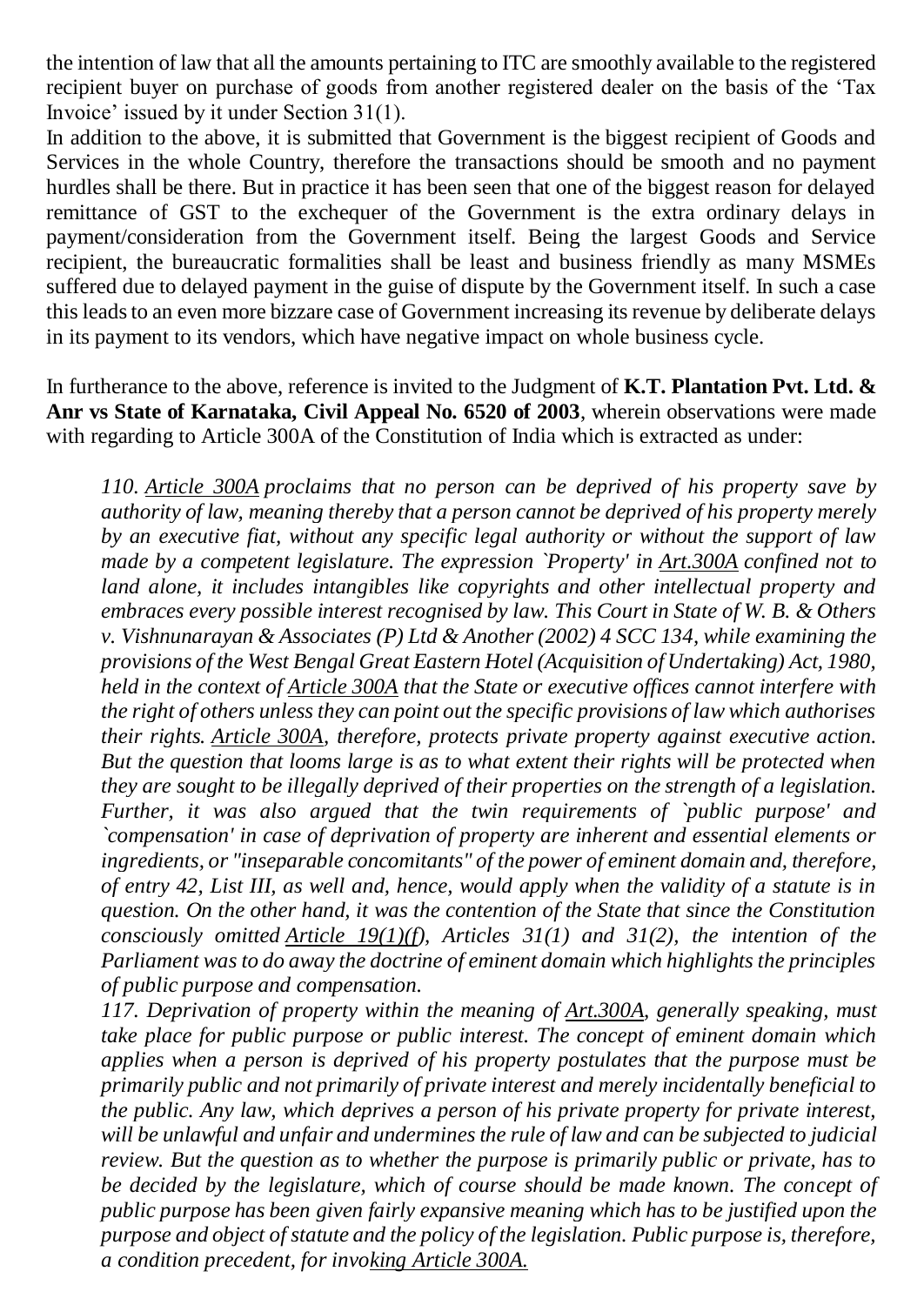the intention of law that all the amounts pertaining to ITC are smoothly available to the registered recipient buyer on purchase of goods from another registered dealer on the basis of the 'Tax Invoice' issued by it under Section 31(1).

In addition to the above, it is submitted that Government is the biggest recipient of Goods and Services in the whole Country, therefore the transactions should be smooth and no payment hurdles shall be there. But in practice it has been seen that one of the biggest reason for delayed remittance of GST to the exchequer of the Government is the extra ordinary delays in payment/consideration from the Government itself. Being the largest Goods and Service recipient, the bureaucratic formalities shall be least and business friendly as many MSMEs suffered due to delayed payment in the guise of dispute by the Government itself. In such a case this leads to an even more bizzare case of Government increasing its revenue by deliberate delays in its payment to its vendors, which have negative impact on whole business cycle.

In furtherance to the above, reference is invited to the Judgment of **K.T. Plantation Pvt. Ltd. & Anr vs State of Karnataka, Civil Appeal No. 6520 of 2003**, wherein observations were made with regarding to Article 300A of the Constitution of India which is extracted as under:

> *110. Article 300A proclaims that no person can be deprived of his property save by authority of law, meaning thereby that a person cannot be deprived of his property merely by an executive fiat, without any specific legal authority or without the support of law made by a competent legislature. The expression `Property' in Art.300A confined not to land alone, it includes intangibles like copyrights and other intellectual property and embraces every possible interest recognised by law. This Court in State of W. B. & Others v. Vishnunarayan & Associates (P) Ltd & Another (2002) 4 SCC 134, while examining the provisions of the West Bengal Great Eastern Hotel (Acquisition of Undertaking) Act, 1980, held in the context of Article 300A that the State or executive offices cannot interfere with the right of others unless they can point out the specific provisions of law which authorises their rights. Article 300A, therefore, protects private property against executive action. But the question that looms large is as to what extent their rights will be protected when they are sought to be illegally deprived of their properties on the strength of a legislation. Further, it was also argued that the twin requirements of `public purpose' and `compensation' in case of deprivation of property are inherent and essential elements or ingredients, or "inseparable concomitants" of the power of eminent domain and, therefore, of entry 42, List III, as well and, hence, would apply when the validity of a statute is in question. On the other hand, it was the contention of the State that since the Constitution consciously omitted Article 19(1)(f), Articles 31(1) and 31(2), the intention of the Parliament was to do away the doctrine of eminent domain which highlights the principles of public purpose and compensation.*
>
> *117. Deprivation of property within the meaning of Art.300A, generally speaking, must take place for public purpose or public interest. The concept of eminent domain which applies when a person is deprived of his property postulates that the purpose must be primarily public and not primarily of private interest and merely incidentally beneficial to the public. Any law, which deprives a person of his private property for private interest, will be unlawful and unfair and undermines the rule of law and can be subjected to judicial review. But the question as to whether the purpose is primarily public or private, has to be decided by the legislature, which of course should be made known. The concept of public purpose has been given fairly expansive meaning which has to be justified upon the purpose and object of statute and the policy of the legislation. Public purpose is, therefore, a condition precedent, for invoking Article 300A.*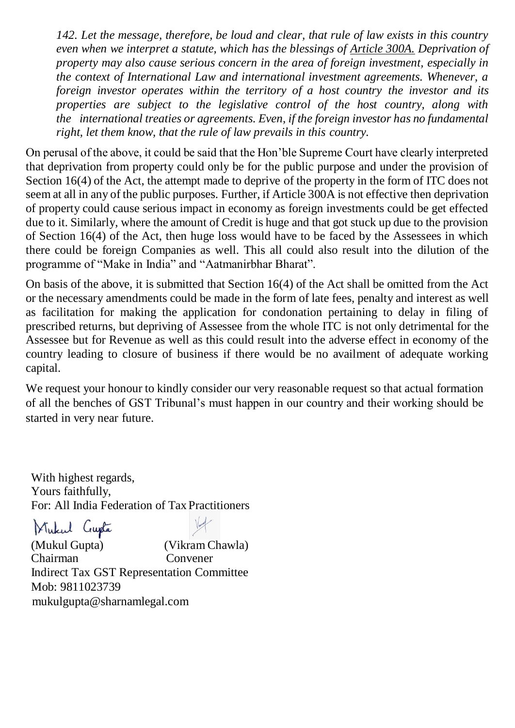*142. Let the message, therefore, be loud and clear, that rule of law exists in this country even when we interpret a statute, which has the blessings of Article 300A. Deprivation of property may also cause serious concern in the area of foreign investment, especially in the context of International Law and international investment agreements. Whenever, a foreign investor operates within the territory of a host country the investor and its properties are subject to the legislative control of the host country, along with the international treaties or agreements. Even, if the foreign investor has no fundamental right, let them know, that the rule of law prevails in this country.*

On perusal of the above, it could be said that the Hon'ble Supreme Court have clearly interpreted that deprivation from property could only be for the public purpose and under the provision of Section 16(4) of the Act, the attempt made to deprive of the property in the form of ITC does not seem at all in any of the public purposes. Further, if Article 300A is not effective then deprivation of property could cause serious impact in economy as foreign investments could be get effected due to it. Similarly, where the amount of Credit is huge and that got stuck up due to the provision of Section 16(4) of the Act, then huge loss would have to be faced by the Assessees in which there could be foreign Companies as well. This all could also result into the dilution of the programme of "Make in India" and "Aatmanirbhar Bharat".

On basis of the above, it is submitted that Section 16(4) of the Act shall be omitted from the Act or the necessary amendments could be made in the form of late fees, penalty and interest as well as facilitation for making the application for condonation pertaining to delay in filing of prescribed returns, but depriving of Assessee from the whole ITC is not only detrimental for the Assessee but for Revenue as well as this could result into the adverse effect in economy of the country leading to closure of business if there would be no availment of adequate working capital.

We request your honour to kindly consider our very reasonable request so that actual formation of all the benches of GST Tribunal's must happen in our country and their working should be started in very near future.

With highest regards,
Yours faithfully,
For: All India Federation of Tax Practitioners

(Mukul Gupta) (Vikram Chawla)
Chairman Convener
Indirect Tax GST Representation Committee
Mob: 9811023739
mukulgupta@sharnamlegal.com